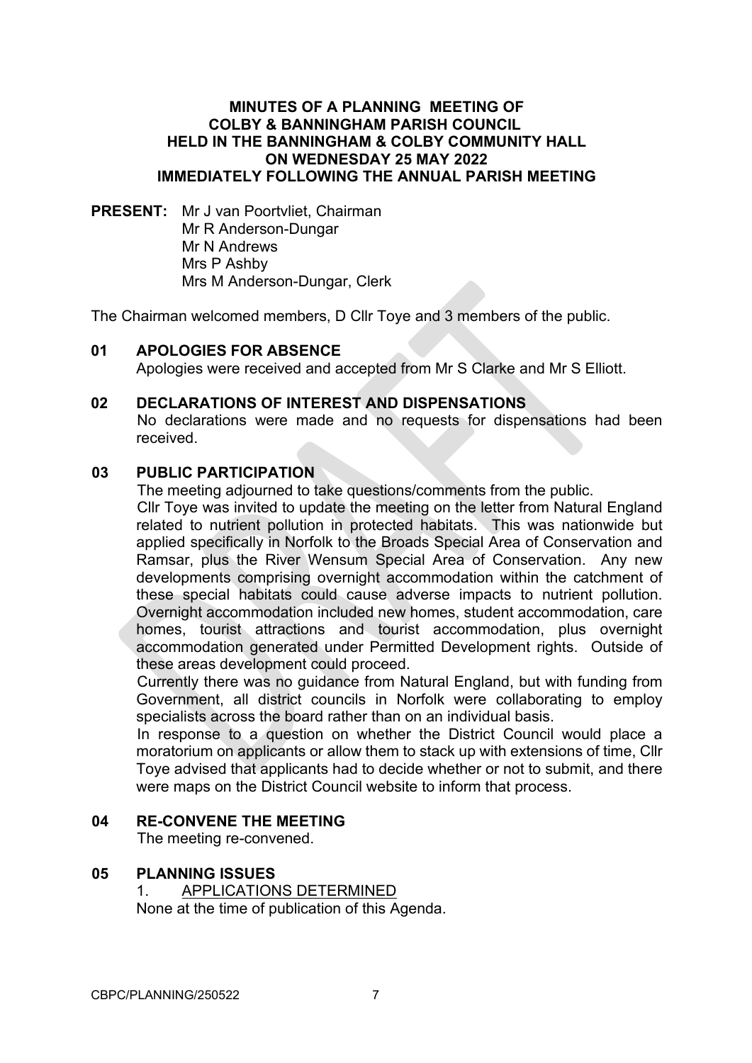# MINUTES OF A PLANNING MEETING OF COLBY & BANNINGHAM PARISH COUNCIL HELD IN THE BANNINGHAM & COLBY COMMUNITY HALL ON WEDNESDAY 25 MAY 2022 IMMEDIATELY FOLLOWING THE ANNUAL PARISH MEETING

**PRESENT:** Mr J van Poortvliet, Chairman
Mr R Anderson-Dungar
Mr N Andrews
Mrs P Ashby
Mrs M Anderson-Dungar, Clerk

The Chairman welcomed members, D Cllr Toye and 3 members of the public.

## 01 APOLOGIES FOR ABSENCE

Apologies were received and accepted from Mr S Clarke and Mr S Elliott.

## 02 DECLARATIONS OF INTEREST AND DISPENSATIONS

No declarations were made and no requests for dispensations had been received.

## 03 PUBLIC PARTICIPATION

The meeting adjourned to take questions/comments from the public.

Cllr Toye was invited to update the meeting on the letter from Natural England related to nutrient pollution in protected habitats. This was nationwide but applied specifically in Norfolk to the Broads Special Area of Conservation and Ramsar, plus the River Wensum Special Area of Conservation. Any new developments comprising overnight accommodation within the catchment of these special habitats could cause adverse impacts to nutrient pollution. Overnight accommodation included new homes, student accommodation, care homes, tourist attractions and tourist accommodation, plus overnight accommodation generated under Permitted Development rights. Outside of these areas development could proceed.

Currently there was no guidance from Natural England, but with funding from Government, all district councils in Norfolk were collaborating to employ specialists across the board rather than on an individual basis.

In response to a question on whether the District Council would place a moratorium on applicants or allow them to stack up with extensions of time, Cllr Toye advised that applicants had to decide whether or not to submit, and there were maps on the District Council website to inform that process.

## 04 RE-CONVENE THE MEETING

The meeting re-convened.

## 05 PLANNING ISSUES

1. APPLICATIONS DETERMINED

None at the time of publication of this Agenda.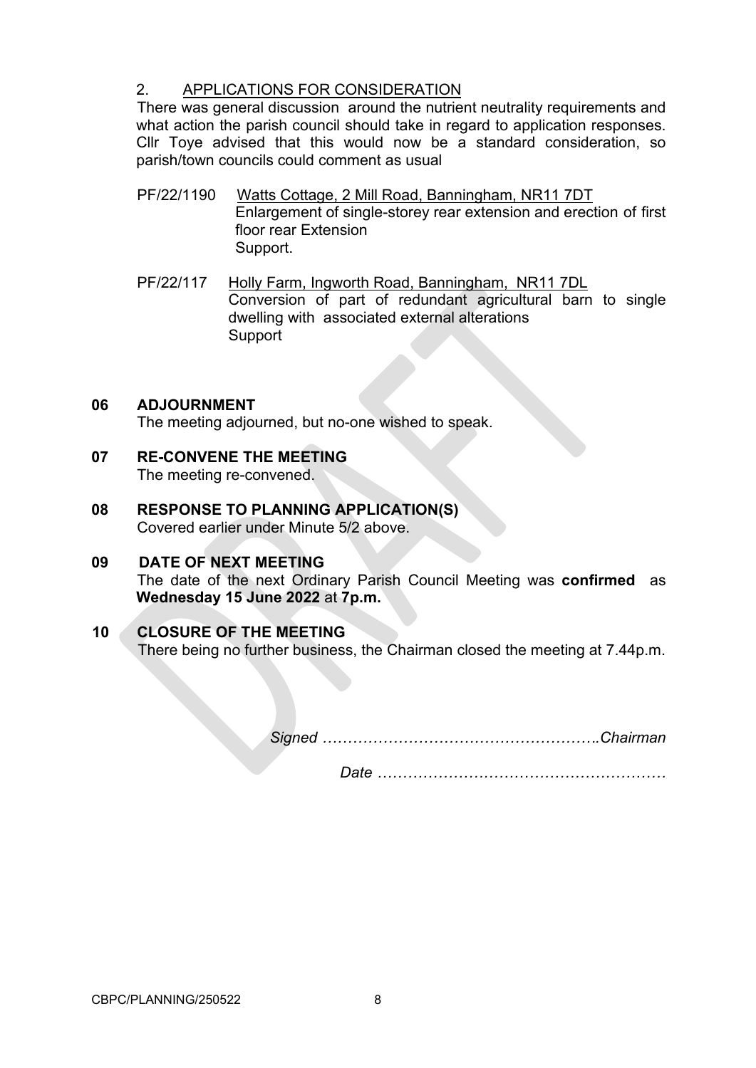2. APPLICATIONS FOR CONSIDERATION

There was general discussion around the nutrient neutrality requirements and what action the parish council should take in regard to application responses. Cllr Toye advised that this would now be a standard consideration, so parish/town councils could comment as usual

PF/22/1190 Watts Cottage, 2 Mill Road, Banningham, NR11 7DT
Enlargement of single-storey rear extension and erection of first floor rear Extension
Support.

PF/22/117 Holly Farm, Ingworth Road, Banningham, NR11 7DL
Conversion of part of redundant agricultural barn to single dwelling with associated external alterations
Support

**06 ADJOURNMENT**

The meeting adjourned, but no-one wished to speak.

**07 RE-CONVENE THE MEETING**

The meeting re-convened.

**08 RESPONSE TO PLANNING APPLICATION(S)**

Covered earlier under Minute 5/2 above.

**09 DATE OF NEXT MEETING**

The date of the next Ordinary Parish Council Meeting was **confirmed** as **Wednesday 15 June 2022** at **7p.m.**

**10 CLOSURE OF THE MEETING**

There being no further business, the Chairman closed the meeting at 7.44p.m.

*Signed ……………………………………………..Chairman*

*Date …………………………………………………*

CBPC/PLANNING/250522